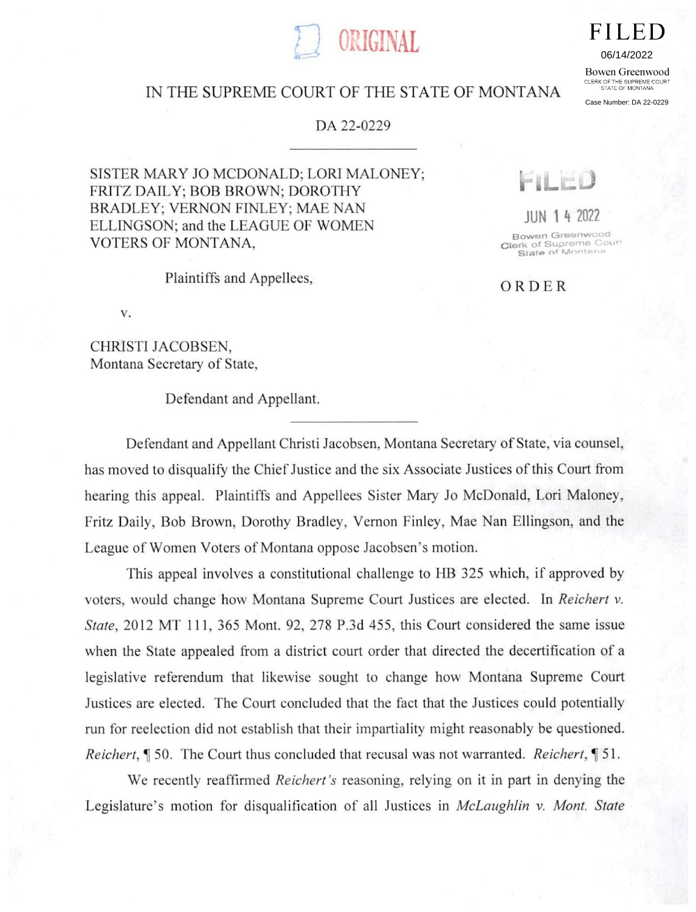ORIGINAL

FILED
06/14/2022
Bowen Greenwood
CLERK OF THE SUPREME COURT
STATE OF MONTANA
Case Number: DA 22-0229

IN THE SUPREME COURT OF THE STATE OF MONTANA

DA 22-0229

---

SISTER MARY JO MCDONALD; LORI MALONEY; FRITZ DAILY; BOB BROWN; DOROTHY BRADLEY; VERNON FINLEY; MAE NAN ELLINGSON; and the LEAGUE OF WOMEN VOTERS OF MONTANA,

Plaintiffs and Appellees,

v.

CHRISTI JACOBSEN, Montana Secretary of State,

Defendant and Appellant.

FILED
JUN 14 2022
Bowen Greenwood
Clerk of Supreme Court
State of Montana

ORDER

---

Defendant and Appellant Christi Jacobsen, Montana Secretary of State, via counsel, has moved to disqualify the Chief Justice and the six Associate Justices of this Court from hearing this appeal. Plaintiffs and Appellees Sister Mary Jo McDonald, Lori Maloney, Fritz Daily, Bob Brown, Dorothy Bradley, Vernon Finley, Mae Nan Ellingson, and the League of Women Voters of Montana oppose Jacobsen's motion.

This appeal involves a constitutional challenge to HB 325 which, if approved by voters, would change how Montana Supreme Court Justices are elected. In *Reichert v. State*, 2012 MT 111, 365 Mont. 92, 278 P.3d 455, this Court considered the same issue when the State appealed from a district court order that directed the decertification of a legislative referendum that likewise sought to change how Montana Supreme Court Justices are elected. The Court concluded that the fact that the Justices could potentially run for reelection did not establish that their impartiality might reasonably be questioned. *Reichert*, ¶ 50. The Court thus concluded that recusal was not warranted. *Reichert*, ¶ 51.

We recently reaffirmed *Reichert's* reasoning, relying on it in part in denying the Legislature's motion for disqualification of all Justices in *McLaughlin v. Mont. State*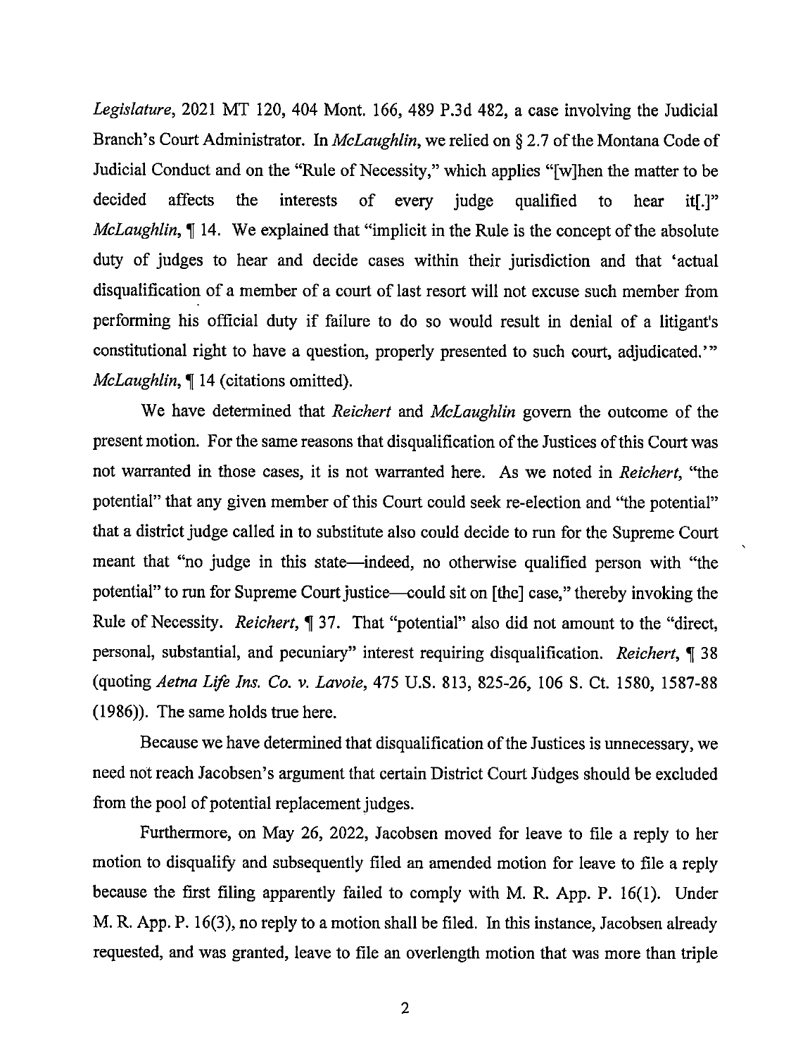*Legislature*, 2021 MT 120, 404 Mont. 166, 489 P.3d 482, a case involving the Judicial Branch's Court Administrator. In *McLaughlin*, we relied on § 2.7 of the Montana Code of Judicial Conduct and on the "Rule of Necessity," which applies "[w]hen the matter to be decided affects the interests of every judge qualified to hear it[.]" *McLaughlin*, ¶ 14. We explained that "implicit in the Rule is the concept of the absolute duty of judges to hear and decide cases within their jurisdiction and that 'actual disqualification of a member of a court of last resort will not excuse such member from performing his official duty if failure to do so would result in denial of a litigant's constitutional right to have a question, properly presented to such court, adjudicated.'" *McLaughlin*, ¶ 14 (citations omitted).

We have determined that *Reichert* and *McLaughlin* govern the outcome of the present motion. For the same reasons that disqualification of the Justices of this Court was not warranted in those cases, it is not warranted here. As we noted in *Reichert*, "the potential" that any given member of this Court could seek re-election and "the potential" that a district judge called in to substitute also could decide to run for the Supreme Court meant that "no judge in this state—indeed, no otherwise qualified person with "the potential" to run for Supreme Court justice—could sit on [the] case," thereby invoking the Rule of Necessity. *Reichert*, ¶ 37. That "potential" also did not amount to the "direct, personal, substantial, and pecuniary" interest requiring disqualification. *Reichert*, ¶ 38 (quoting *Aetna Life Ins. Co. v. Lavoie*, 475 U.S. 813, 825-26, 106 S. Ct. 1580, 1587-88 (1986)). The same holds true here.

Because we have determined that disqualification of the Justices is unnecessary, we need not reach Jacobsen's argument that certain District Court Judges should be excluded from the pool of potential replacement judges.

Furthermore, on May 26, 2022, Jacobsen moved for leave to file a reply to her motion to disqualify and subsequently filed an amended motion for leave to file a reply because the first filing apparently failed to comply with M. R. App. P. 16(1). Under M. R. App. P. 16(3), no reply to a motion shall be filed. In this instance, Jacobsen already requested, and was granted, leave to file an overlength motion that was more than triple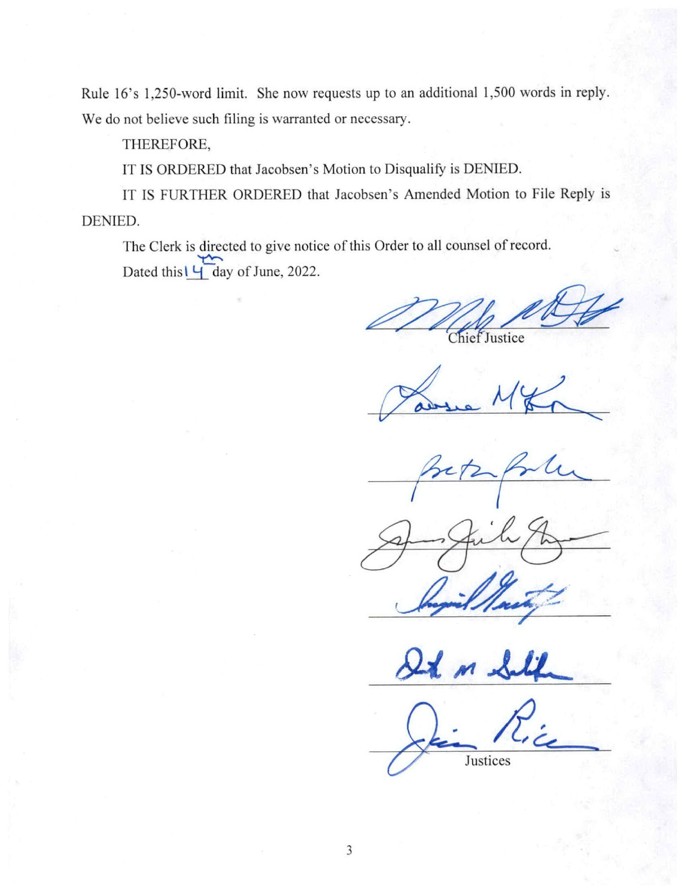Rule 16's 1,250-word limit. She now requests up to an additional 1,500 words in reply. We do not believe such filing is warranted or necessary.

THEREFORE,

IT IS ORDERED that Jacobsen's Motion to Disqualify is DENIED.

IT IS FURTHER ORDERED that Jacobsen's Amended Motion to File Reply is DENIED.

The Clerk is directed to give notice of this Order to all counsel of record.

Dated this 14th day of June, 2022.

Chief Justice

Justices